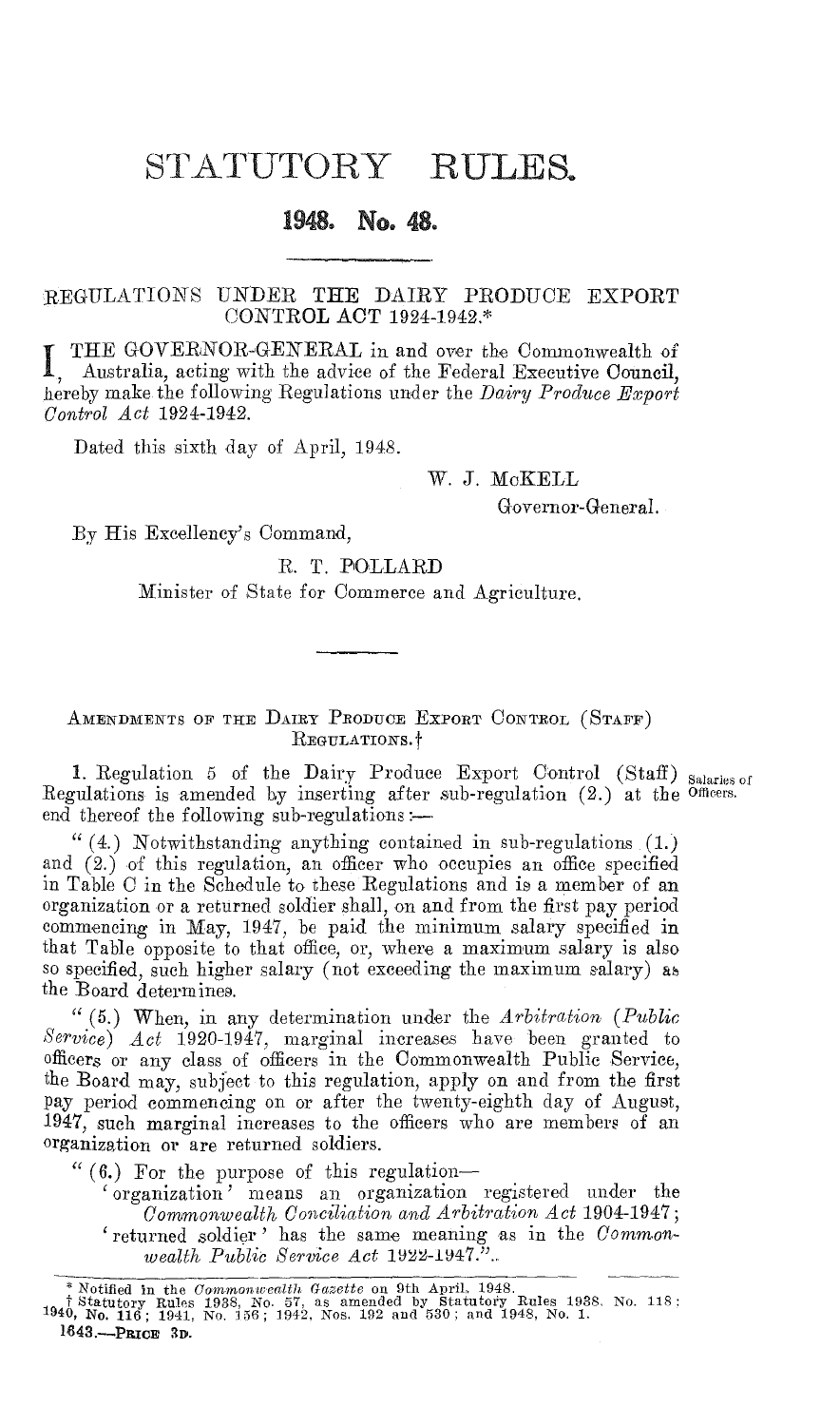# STATUTORY RULES.

## 1948. No. 48.

REGULATIONS UNDER THE DAIRY PRODUCE EXPORT CONTROL ACT 1924-1942.*

I, THE GOVERNOR-GENERAL in and over the Commonwealth of Australia, acting with the advice of the Federal Executive Council, hereby make the following Regulations under the *Dairy Produce Export Control Act* 1924-1942.

Dated this sixth day of April, 1948.

W. J. McKELL
Governor-General.

By His Excellency's Command,

R. T. POLLARD
Minister of State for Commerce and Agriculture.

AMENDMENTS OF THE DAIRY PRODUCE EXPORT CONTROL (STAFF) REGULATIONS.†

Salaries of Officers.

1. Regulation 5 of the Dairy Produce Export Control (Staff) Regulations is amended by inserting after sub-regulation (2.) at the end thereof the following sub-regulations:—

"(4.) Notwithstanding anything contained in sub-regulations (1.) and (2.) of this regulation, an officer who occupies an office specified in Table C in the Schedule to these Regulations and is a member of an organization or a returned soldier shall, on and from the first pay period commencing in May, 1947, be paid the minimum salary specified in that Table opposite to that office, or, where a maximum salary is also so specified, such higher salary (not exceeding the maximum salary) as the Board determines.

"(5.) When, in any determination under the *Arbitration (Public Service) Act* 1920-1947, marginal increases have been granted to officers or any class of officers in the Commonwealth Public Service, the Board may, subject to this regulation, apply on and from the first pay period commencing on or after the twenty-eighth day of August, 1947, such marginal increases to the officers who are members of an organization or are returned soldiers.

"(6.) For the purpose of this regulation—

'organization' means an organization registered under the *Commonwealth Conciliation and Arbitration Act* 1904-1947;

'returned soldier' has the same meaning as in the *Commonwealth Public Service Act* 1922-1947.".

\* Notified in the *Commonwealth Gazette* on 9th April, 1948.
† Statutory Rules 1938, No. 57, as amended by Statutory Rules 1938, No. 118; 1940, No. 116; 1941, No. 156; 1942, Nos. 192 and 530; and 1948, No. 1.

1643.—PRICE 3D.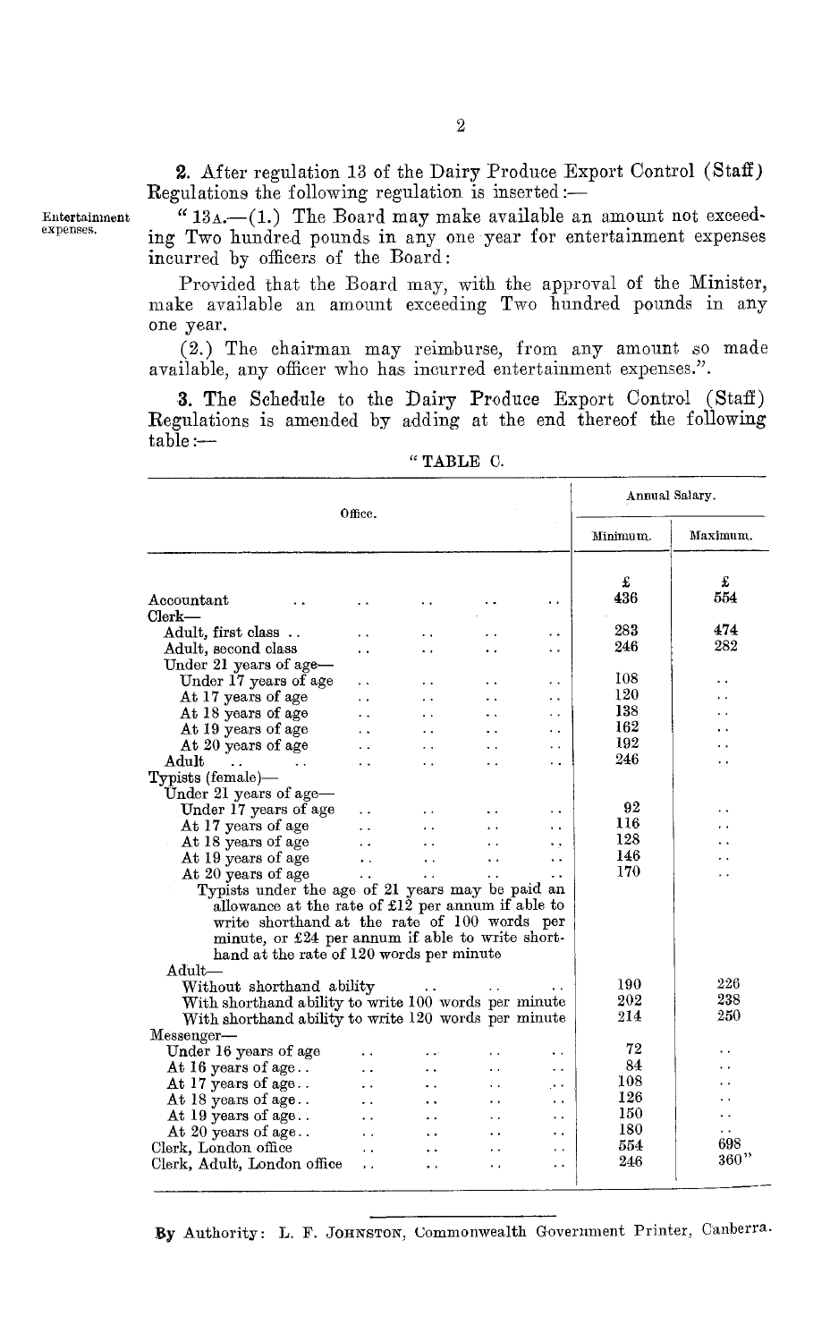**2.** After regulation 13 of the Dairy Produce Export Control (Staff) Regulations the following regulation is inserted:—

Entertainment expenses.

"13A.—(1.) The Board may make available an amount not exceeding Two hundred pounds in any one year for entertainment expenses incurred by officers of the Board:

Provided that the Board may, with the approval of the Minister, make available an amount exceeding Two hundred pounds in any one year.

(2.) The chairman may reimburse, from any amount so made available, any officer who has incurred entertainment expenses.".

**3.** The Schedule to the Dairy Produce Export Control (Staff) Regulations is amended by adding at the end thereof the following table:—

"TABLE C.

| Office. | Annual Salary. | |
|---|---|---|
| | Minimum. | Maximum. |
| | £ | £ |
| Accountant | 436 | 554 |
| Clerk— | | |
| Adult, first class | 283 | 474 |
| Adult, second class | 246 | 282 |
| Under 21 years of age— | | |
| Under 17 years of age | 108 | .. |
| At 17 years of age | 120 | .. |
| At 18 years of age | 138 | .. |
| At 19 years of age | 162 | .. |
| At 20 years of age | 192 | .. |
| Adult | 246 | .. |
| Typists (female)— | | |
| Under 21 years of age— | | |
| Under 17 years of age | 92 | .. |
| At 17 years of age | 116 | .. |
| At 18 years of age | 128 | .. |
| At 19 years of age | 146 | .. |
| At 20 years of age | 170 | .. |
| Typists under the age of 21 years may be paid an allowance at the rate of £12 per annum if able to write shorthand at the rate of 100 words per minute, or £24 per annum if able to write shorthand at the rate of 120 words per minute | | |
| Adult— | | |
| Without shorthand ability | 190 | 226 |
| With shorthand ability to write 100 words per minute | 202 | 238 |
| With shorthand ability to write 120 words per minute | 214 | 250 |
| Messenger— | | |
| Under 16 years of age | 72 | .. |
| At 16 years of age | 84 | .. |
| At 17 years of age | 108 | .. |
| At 18 years of age | 126 | .. |
| At 19 years of age | 150 | .. |
| At 20 years of age | 180 | .. |
| Clerk, London office | 554 | 698 |
| Clerk, Adult, London office | 246 | 360" |

By Authority: L. F. Johnston, Commonwealth Government Printer, Canberra.